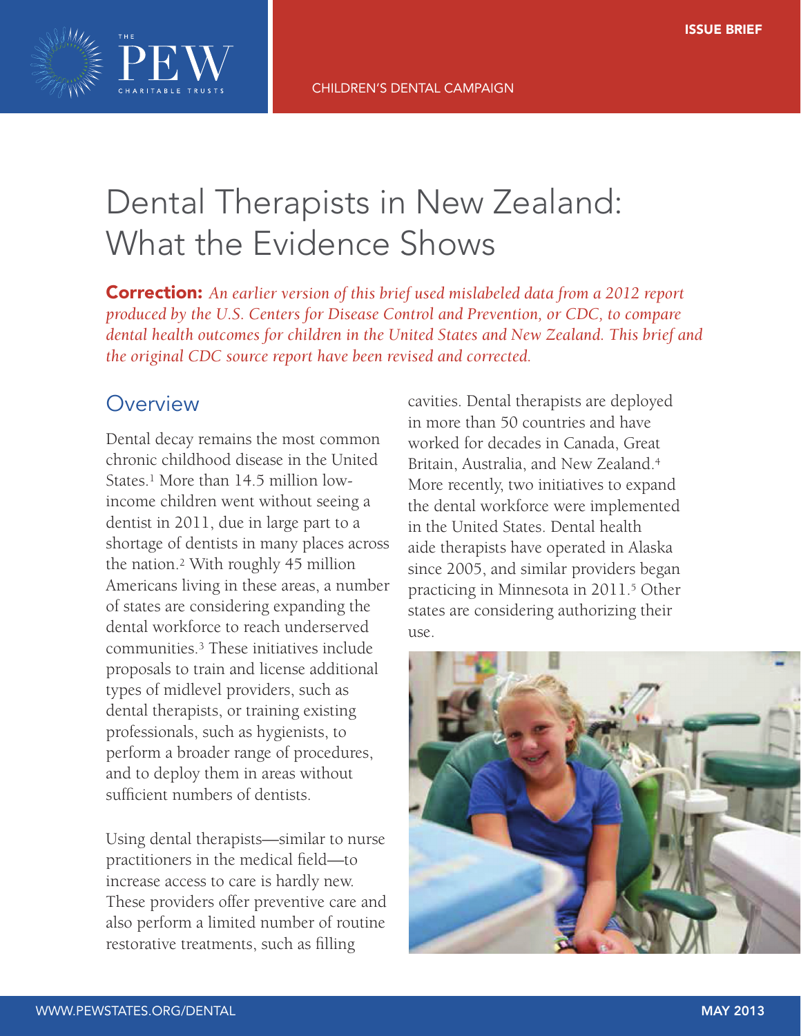ISSUE BRIEF

CHILDREN'S DENTAL CAMPAIGN

# Dental Therapists in New Zealand: What the Evidence Shows

**Correction:** *An earlier version of this brief used mislabeled data from a 2012 report produced by the U.S. Centers for Disease Control and Prevention, or CDC, to compare dental health outcomes for children in the United States and New Zealand. This brief and the original CDC source report have been revised and corrected.*

## Overview

Dental decay remains the most common chronic childhood disease in the United States.[1] More than 14.5 million low-income children went without seeing a dentist in 2011, due in large part to a shortage of dentists in many places across the nation.[2] With roughly 45 million Americans living in these areas, a number of states are considering expanding the dental workforce to reach underserved communities.[3] These initiatives include proposals to train and license additional types of midlevel providers, such as dental therapists, or training existing professionals, such as hygienists, to perform a broader range of procedures, and to deploy them in areas without sufficient numbers of dentists.

Using dental therapists—similar to nurse practitioners in the medical field—to increase access to care is hardly new. These providers offer preventive care and also perform a limited number of routine restorative treatments, such as filling cavities. Dental therapists are deployed in more than 50 countries and have worked for decades in Canada, Great Britain, Australia, and New Zealand.[4] More recently, two initiatives to expand the dental workforce were implemented in the United States. Dental health aide therapists have operated in Alaska since 2005, and similar providers began practicing in Minnesota in 2011.[5] Other states are considering authorizing their use.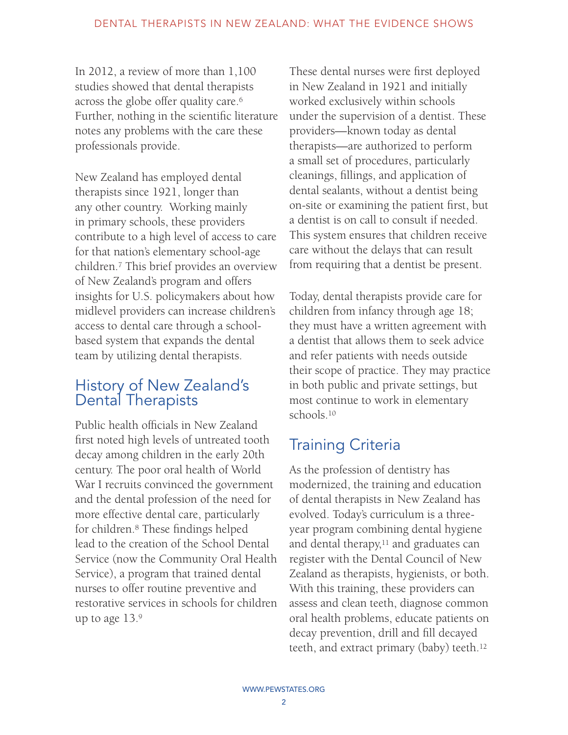In 2012, a review of more than 1,100 studies showed that dental therapists across the globe offer quality care.[6] Further, nothing in the scientific literature notes any problems with the care these professionals provide.

New Zealand has employed dental therapists since 1921, longer than any other country. Working mainly in primary schools, these providers contribute to a high level of access to care for that nation's elementary school-age children.[7] This brief provides an overview of New Zealand's program and offers insights for U.S. policymakers about how midlevel providers can increase children's access to dental care through a school-based system that expands the dental team by utilizing dental therapists.

## History of New Zealand's Dental Therapists

Public health officials in New Zealand first noted high levels of untreated tooth decay among children in the early 20th century. The poor oral health of World War I recruits convinced the government and the dental profession of the need for more effective dental care, particularly for children.[8] These findings helped lead to the creation of the School Dental Service (now the Community Oral Health Service), a program that trained dental nurses to offer routine preventive and restorative services in schools for children up to age 13.[9]

These dental nurses were first deployed in New Zealand in 1921 and initially worked exclusively within schools under the supervision of a dentist. These providers—known today as dental therapists—are authorized to perform a small set of procedures, particularly cleanings, fillings, and application of dental sealants, without a dentist being on-site or examining the patient first, but a dentist is on call to consult if needed. This system ensures that children receive care without the delays that can result from requiring that a dentist be present.

Today, dental therapists provide care for children from infancy through age 18; they must have a written agreement with a dentist that allows them to seek advice and refer patients with needs outside their scope of practice. They may practice in both public and private settings, but most continue to work in elementary schools.[10]

## Training Criteria

As the profession of dentistry has modernized, the training and education of dental therapists in New Zealand has evolved. Today's curriculum is a three-year program combining dental hygiene and dental therapy,[11] and graduates can register with the Dental Council of New Zealand as therapists, hygienists, or both. With this training, these providers can assess and clean teeth, diagnose common oral health problems, educate patients on decay prevention, drill and fill decayed teeth, and extract primary (baby) teeth.[12]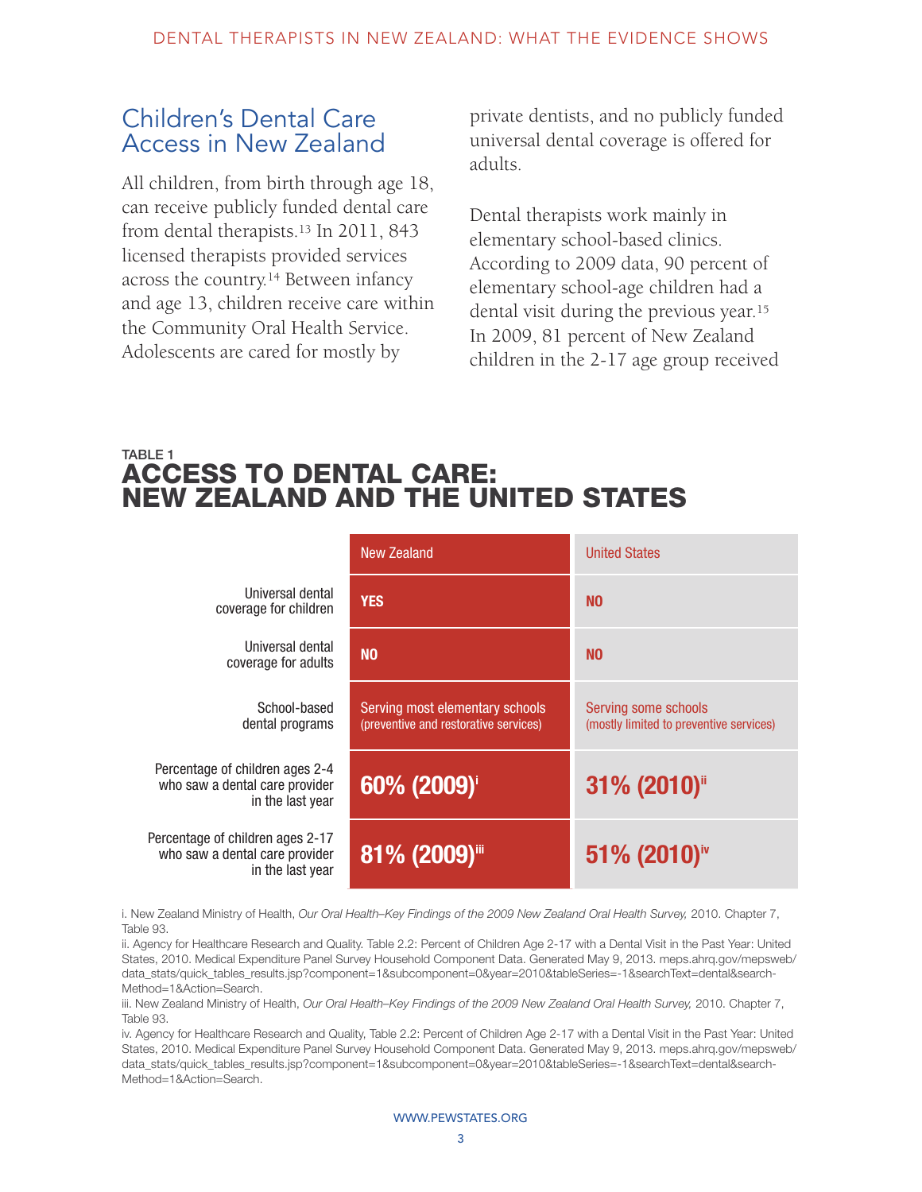## Children's Dental Care Access in New Zealand

All children, from birth through age 18, can receive publicly funded dental care from dental therapists.[13] In 2011, 843 licensed therapists provided services across the country.[14] Between infancy and age 13, children receive care within the Community Oral Health Service. Adolescents are cared for mostly by private dentists, and no publicly funded universal dental coverage is offered for adults.

Dental therapists work mainly in elementary school-based clinics. According to 2009 data, 90 percent of elementary school-age children had a dental visit during the previous year.[15] In 2009, 81 percent of New Zealand children in the 2-17 age group received

TABLE 1

### ACCESS TO DENTAL CARE: NEW ZEALAND AND THE UNITED STATES

| | New Zealand | United States |
|---|---|---|
| Universal dental coverage for children | **YES** | **NO** |
| Universal dental coverage for adults | **NO** | **NO** |
| School-based dental programs | Serving most elementary schools (preventive and restorative services) | Serving some schools (mostly limited to preventive services) |
| Percentage of children ages 2-4 who saw a dental care provider in the last year | **60% (2009)**[i] | **31% (2010)**[ii] |
| Percentage of children ages 2-17 who saw a dental care provider in the last year | **81% (2009)**[iii] | **51% (2010)**[iv] |

i. New Zealand Ministry of Health, *Our Oral Health–Key Findings of the 2009 New Zealand Oral Health Survey,* 2010. Chapter 7, Table 93.

ii. Agency for Healthcare Research and Quality. Table 2.2: Percent of Children Age 2-17 with a Dental Visit in the Past Year: United States, 2010. Medical Expenditure Panel Survey Household Component Data. Generated May 9, 2013. meps.ahrq.gov/mepsweb/data_stats/quick_tables_results.jsp?component=1&subcomponent=0&year=2010&tableSeries=-1&searchText=dental&searchMethod=1&Action=Search.

iii. New Zealand Ministry of Health, *Our Oral Health–Key Findings of the 2009 New Zealand Oral Health Survey,* 2010. Chapter 7, Table 93.

iv. Agency for Healthcare Research and Quality, Table 2.2: Percent of Children Age 2-17 with a Dental Visit in the Past Year: United States, 2010. Medical Expenditure Panel Survey Household Component Data. Generated May 9, 2013. meps.ahrq.gov/mepsweb/data_stats/quick_tables_results.jsp?component=1&subcomponent=0&year=2010&tableSeries=-1&searchText=dental&searchMethod=1&Action=Search.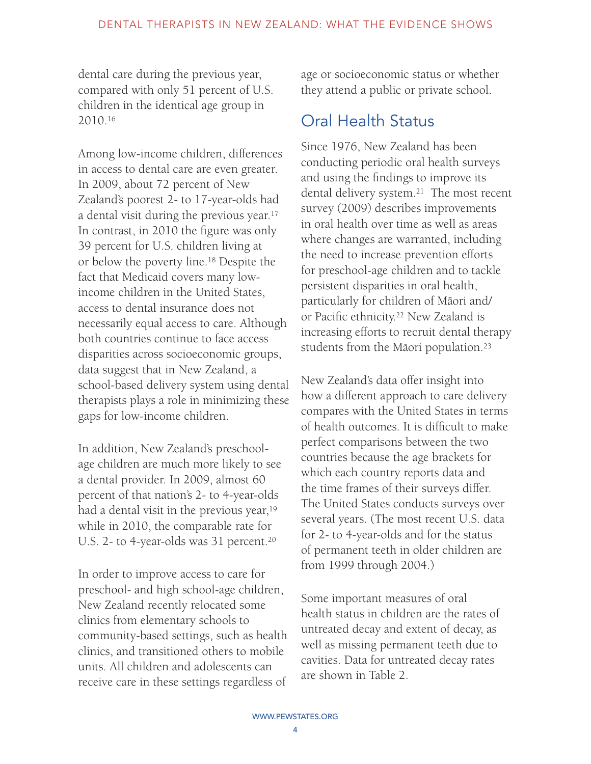dental care during the previous year, compared with only 51 percent of U.S. children in the identical age group in 2010.[16]

Among low-income children, differences in access to dental care are even greater. In 2009, about 72 percent of New Zealand's poorest 2- to 17-year-olds had a dental visit during the previous year.[17] In contrast, in 2010 the figure was only 39 percent for U.S. children living at or below the poverty line.[18] Despite the fact that Medicaid covers many low-income children in the United States, access to dental insurance does not necessarily equal access to care. Although both countries continue to face access disparities across socioeconomic groups, data suggest that in New Zealand, a school-based delivery system using dental therapists plays a role in minimizing these gaps for low-income children.

In addition, New Zealand's preschool-age children are much more likely to see a dental provider. In 2009, almost 60 percent of that nation's 2- to 4-year-olds had a dental visit in the previous year,[19] while in 2010, the comparable rate for U.S. 2- to 4-year-olds was 31 percent.[20]

In order to improve access to care for preschool- and high school-age children, New Zealand recently relocated some clinics from elementary schools to community-based settings, such as health clinics, and transitioned others to mobile units. All children and adolescents can receive care in these settings regardless of age or socioeconomic status or whether they attend a public or private school.

## Oral Health Status

Since 1976, New Zealand has been conducting periodic oral health surveys and using the findings to improve its dental delivery system.[21] The most recent survey (2009) describes improvements in oral health over time as well as areas where changes are warranted, including the need to increase prevention efforts for preschool-age children and to tackle persistent disparities in oral health, particularly for children of Māori and/or Pacific ethnicity.[22] New Zealand is increasing efforts to recruit dental therapy students from the Māori population.[23]

New Zealand's data offer insight into how a different approach to care delivery compares with the United States in terms of health outcomes. It is difficult to make perfect comparisons between the two countries because the age brackets for which each country reports data and the time frames of their surveys differ. The United States conducts surveys over several years. (The most recent U.S. data for 2- to 4-year-olds and for the status of permanent teeth in older children are from 1999 through 2004.)

Some important measures of oral health status in children are the rates of untreated decay and extent of decay, as well as missing permanent teeth due to cavities. Data for untreated decay rates are shown in Table 2.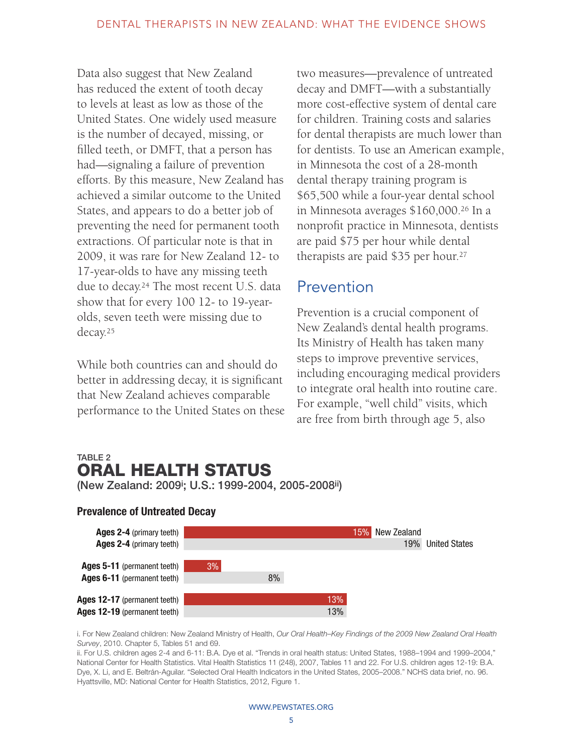Data also suggest that New Zealand has reduced the extent of tooth decay to levels at least as low as those of the United States. One widely used measure is the number of decayed, missing, or filled teeth, or DMFT, that a person has had—signaling a failure of prevention efforts. By this measure, New Zealand has achieved a similar outcome to the United States, and appears to do a better job of preventing the need for permanent tooth extractions. Of particular note is that in 2009, it was rare for New Zealand 12- to 17-year-olds to have any missing teeth due to decay.[24] The most recent U.S. data show that for every 100 12- to 19-year-olds, seven teeth were missing due to decay.[25]

While both countries can and should do better in addressing decay, it is significant that New Zealand achieves comparable performance to the United States on these two measures—prevalence of untreated decay and DMFT—with a substantially more cost-effective system of dental care for children. Training costs and salaries for dental therapists are much lower than for dentists. To use an American example, in Minnesota the cost of a 28-month dental therapy training program is $65,500 while a four-year dental school in Minnesota averages $160,000.[26] In a nonprofit practice in Minnesota, dentists are paid $75 per hour while dental therapists are paid $35 per hour.[27]

## Prevention

Prevention is a crucial component of New Zealand's dental health programs. Its Ministry of Health has taken many steps to improve preventive services, including encouraging medical providers to integrate oral health into routine care. For example, "well child" visits, which are free from birth through age 5, also

TABLE 2

### ORAL HEALTH STATUS

**(New Zealand: 2009[i]; U.S.: 1999-2004, 2005-2008[ii])**

**Prevalence of Untreated Decay**

| Age group | New Zealand | United States |
|---|---|---|
| **Ages 2-4** (primary teeth) | 15% | |
| **Ages 2-4** (primary teeth) | | 19% |
| **Ages 5-11** (permanent teeth) | 3% | |
| **Ages 6-11** (permanent teeth) | | 8% |
| **Ages 12-17** (permanent teeth) | 13% | |
| **Ages 12-19** (permanent teeth) | | 13% |

i. For New Zealand children: New Zealand Ministry of Health, *Our Oral Health–Key Findings of the 2009 New Zealand Oral Health Survey*, 2010. Chapter 5, Tables 51 and 69.

ii. For U.S. children ages 2-4 and 6-11: B.A. Dye et al. "Trends in oral health status: United States, 1988–1994 and 1999–2004," National Center for Health Statistics. Vital Health Statistics 11 (248), 2007, Tables 11 and 22. For U.S. children ages 12-19: B.A. Dye, X. Li, and E. Beltrán-Aguilar. "Selected Oral Health Indicators in the United States, 2005–2008." NCHS data brief, no. 96. Hyattsville, MD: National Center for Health Statistics, 2012, Figure 1.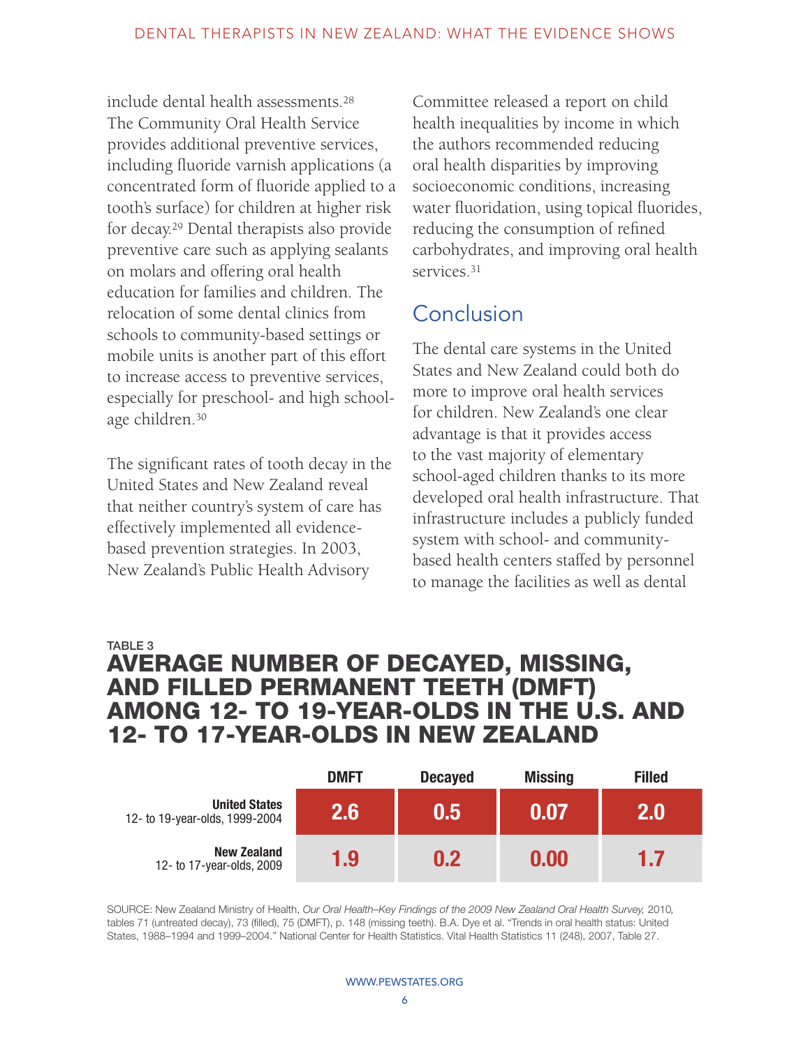include dental health assessments.[28] The Community Oral Health Service provides additional preventive services, including fluoride varnish applications (a concentrated form of fluoride applied to a tooth's surface) for children at higher risk for decay.[29] Dental therapists also provide preventive care such as applying sealants on molars and offering oral health education for families and children. The relocation of some dental clinics from schools to community-based settings or mobile units is another part of this effort to increase access to preventive services, especially for preschool- and high school-age children.[30]

The significant rates of tooth decay in the United States and New Zealand reveal that neither country's system of care has effectively implemented all evidence-based prevention strategies. In 2003, New Zealand's Public Health Advisory Committee released a report on child health inequalities by income in which the authors recommended reducing oral health disparities by improving socioeconomic conditions, increasing water fluoridation, using topical fluorides, reducing the consumption of refined carbohydrates, and improving oral health services.[31]

## Conclusion

The dental care systems in the United States and New Zealand could both do more to improve oral health services for children. New Zealand's one clear advantage is that it provides access to the vast majority of elementary school-aged children thanks to its more developed oral health infrastructure. That infrastructure includes a publicly funded system with school- and community-based health centers staffed by personnel to manage the facilities as well as dental

TABLE 3

### AVERAGE NUMBER OF DECAYED, MISSING, AND FILLED PERMANENT TEETH (DMFT) AMONG 12- TO 19-YEAR-OLDS IN THE U.S. AND 12- TO 17-YEAR-OLDS IN NEW ZEALAND

| | DMFT | Decayed | Missing | Filled |
|---|---|---|---|---|
| **United States** 12- to 19-year-olds, 1999-2004 | 2.6 | 0.5 | 0.07 | 2.0 |
| **New Zealand** 12- to 17-year-olds, 2009 | 1.9 | 0.2 | 0.00 | 1.7 |

SOURCE: New Zealand Ministry of Health, *Our Oral Health–Key Findings of the 2009 New Zealand Oral Health Survey,* 2010, tables 71 (untreated decay), 73 (filled), 75 (DMFT), p. 148 (missing teeth). B.A. Dye et al. "Trends in oral health status: United States, 1988–1994 and 1999–2004." National Center for Health Statistics. Vital Health Statistics 11 (248), 2007, Table 27.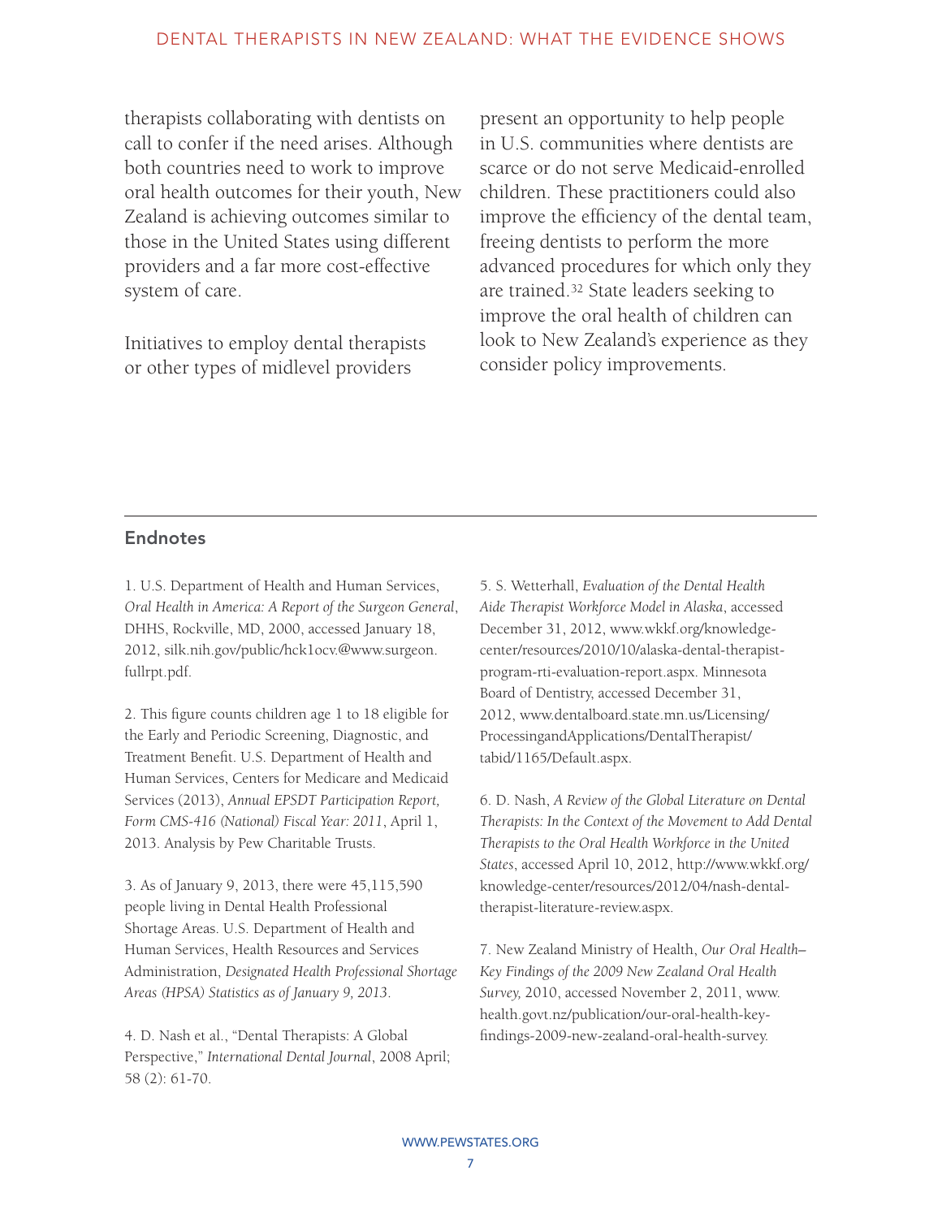therapists collaborating with dentists on call to confer if the need arises. Although both countries need to work to improve oral health outcomes for their youth, New Zealand is achieving outcomes similar to those in the United States using different providers and a far more cost-effective system of care.

Initiatives to employ dental therapists or other types of midlevel providers present an opportunity to help people in U.S. communities where dentists are scarce or do not serve Medicaid-enrolled children. These practitioners could also improve the efficiency of the dental team, freeing dentists to perform the more advanced procedures for which only they are trained.[32] State leaders seeking to improve the oral health of children can look to New Zealand's experience as they consider policy improvements.

## Endnotes

1. U.S. Department of Health and Human Services, *Oral Health in America: A Report of the Surgeon General*, DHHS, Rockville, MD, 2000, accessed January 18, 2012, silk.nih.gov/public/hck1ocv.@www.surgeon.fullrpt.pdf.

2. This figure counts children age 1 to 18 eligible for the Early and Periodic Screening, Diagnostic, and Treatment Benefit. U.S. Department of Health and Human Services, Centers for Medicare and Medicaid Services (2013), *Annual EPSDT Participation Report, Form CMS-416 (National) Fiscal Year: 2011*, April 1, 2013. Analysis by Pew Charitable Trusts.

3. As of January 9, 2013, there were 45,115,590 people living in Dental Health Professional Shortage Areas. U.S. Department of Health and Human Services, Health Resources and Services Administration, *Designated Health Professional Shortage Areas (HPSA) Statistics as of January 9, 2013*.

4. D. Nash et al., "Dental Therapists: A Global Perspective," *International Dental Journal*, 2008 April; 58 (2): 61-70.

5. S. Wetterhall, *Evaluation of the Dental Health Aide Therapist Workforce Model in Alaska*, accessed December 31, 2012, www.wkkf.org/knowledge-center/resources/2010/10/alaska-dental-therapist-program-rti-evaluation-report.aspx. Minnesota Board of Dentistry, accessed December 31, 2012, www.dentalboard.state.mn.us/Licensing/ProcessingandApplications/DentalTherapist/tabid/1165/Default.aspx.

6. D. Nash, *A Review of the Global Literature on Dental Therapists: In the Context of the Movement to Add Dental Therapists to the Oral Health Workforce in the United States*, accessed April 10, 2012, http://www.wkkf.org/knowledge-center/resources/2012/04/nash-dental-therapist-literature-review.aspx.

7. New Zealand Ministry of Health, *Our Oral Health–Key Findings of the 2009 New Zealand Oral Health Survey,* 2010, accessed November 2, 2011, www.health.govt.nz/publication/our-oral-health-key-findings-2009-new-zealand-oral-health-survey.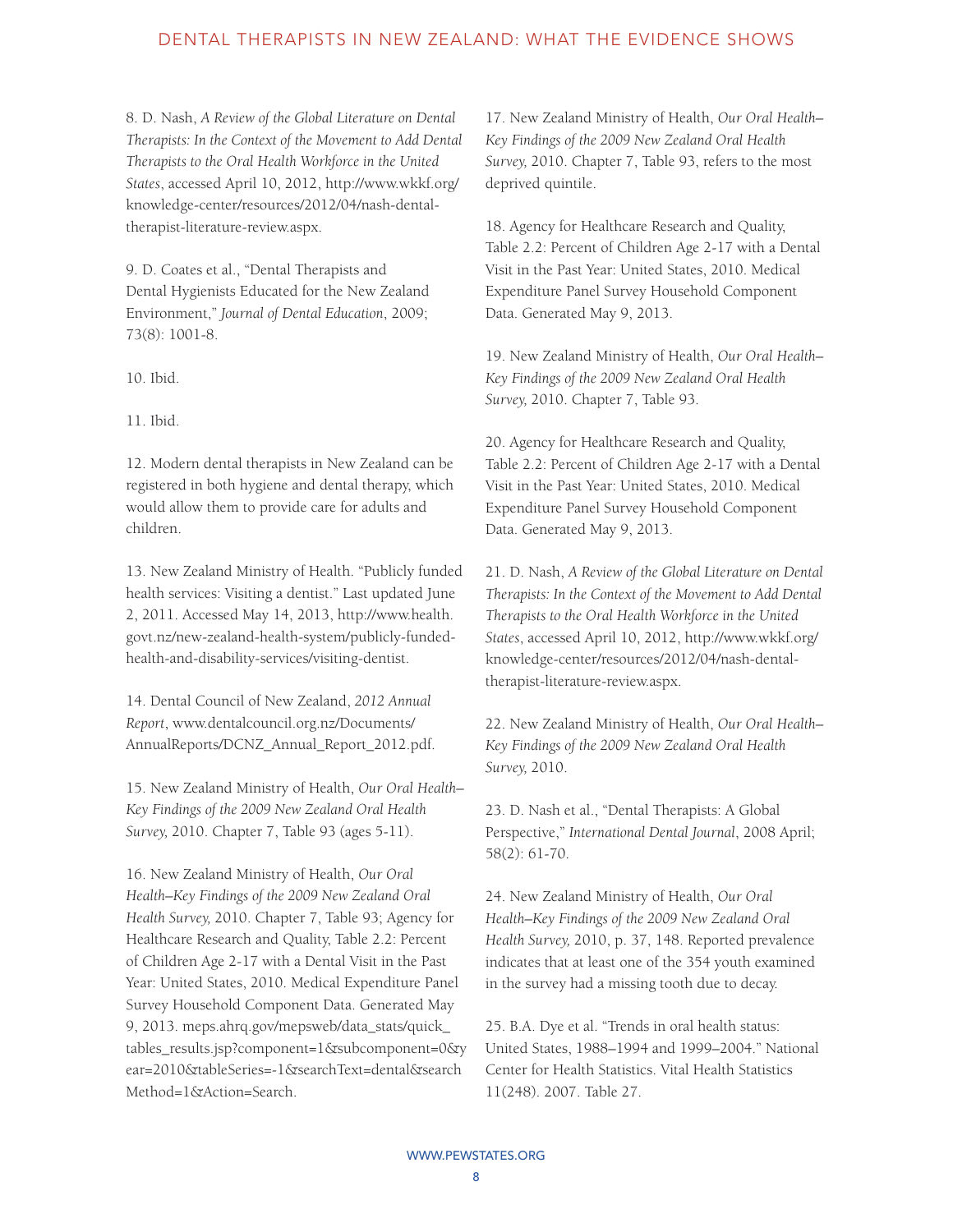8. D. Nash, *A Review of the Global Literature on Dental Therapists: In the Context of the Movement to Add Dental Therapists to the Oral Health Workforce in the United States*, accessed April 10, 2012, http://www.wkkf.org/knowledge-center/resources/2012/04/nash-dental-therapist-literature-review.aspx.

9. D. Coates et al., "Dental Therapists and Dental Hygienists Educated for the New Zealand Environment," *Journal of Dental Education*, 2009; 73(8): 1001-8.

10. Ibid.

11. Ibid.

12. Modern dental therapists in New Zealand can be registered in both hygiene and dental therapy, which would allow them to provide care for adults and children.

13. New Zealand Ministry of Health. "Publicly funded health services: Visiting a dentist." Last updated June 2, 2011. Accessed May 14, 2013, http://www.health.govt.nz/new-zealand-health-system/publicly-funded-health-and-disability-services/visiting-dentist.

14. Dental Council of New Zealand, *2012 Annual Report*, www.dentalcouncil.org.nz/Documents/AnnualReports/DCNZ_Annual_Report_2012.pdf.

15. New Zealand Ministry of Health, *Our Oral Health–Key Findings of the 2009 New Zealand Oral Health Survey,* 2010. Chapter 7, Table 93 (ages 5-11).

16. New Zealand Ministry of Health, *Our Oral Health–Key Findings of the 2009 New Zealand Oral Health Survey,* 2010. Chapter 7, Table 93; Agency for Healthcare Research and Quality, Table 2.2: Percent of Children Age 2-17 with a Dental Visit in the Past Year: United States, 2010. Medical Expenditure Panel Survey Household Component Data. Generated May 9, 2013. meps.ahrq.gov/mepsweb/data_stats/quick_tables_results.jsp?component=1&subcomponent=0&year=2010&tableSeries=-1&searchText=dental&searchMethod=1&Action=Search.

17. New Zealand Ministry of Health, *Our Oral Health–Key Findings of the 2009 New Zealand Oral Health Survey,* 2010. Chapter 7, Table 93, refers to the most deprived quintile.

18. Agency for Healthcare Research and Quality, Table 2.2: Percent of Children Age 2-17 with a Dental Visit in the Past Year: United States, 2010. Medical Expenditure Panel Survey Household Component Data. Generated May 9, 2013.

19. New Zealand Ministry of Health, *Our Oral Health–Key Findings of the 2009 New Zealand Oral Health Survey,* 2010. Chapter 7, Table 93.

20. Agency for Healthcare Research and Quality, Table 2.2: Percent of Children Age 2-17 with a Dental Visit in the Past Year: United States, 2010. Medical Expenditure Panel Survey Household Component Data. Generated May 9, 2013.

21. D. Nash, *A Review of the Global Literature on Dental Therapists: In the Context of the Movement to Add Dental Therapists to the Oral Health Workforce in the United States*, accessed April 10, 2012, http://www.wkkf.org/knowledge-center/resources/2012/04/nash-dental-therapist-literature-review.aspx.

22. New Zealand Ministry of Health, *Our Oral Health–Key Findings of the 2009 New Zealand Oral Health Survey,* 2010.

23. D. Nash et al., "Dental Therapists: A Global Perspective," *International Dental Journal*, 2008 April; 58(2): 61-70.

24. New Zealand Ministry of Health, *Our Oral Health–Key Findings of the 2009 New Zealand Oral Health Survey,* 2010, p. 37, 148. Reported prevalence indicates that at least one of the 354 youth examined in the survey had a missing tooth due to decay.

25. B.A. Dye et al. "Trends in oral health status: United States, 1988–1994 and 1999–2004." National Center for Health Statistics. Vital Health Statistics 11(248). 2007. Table 27.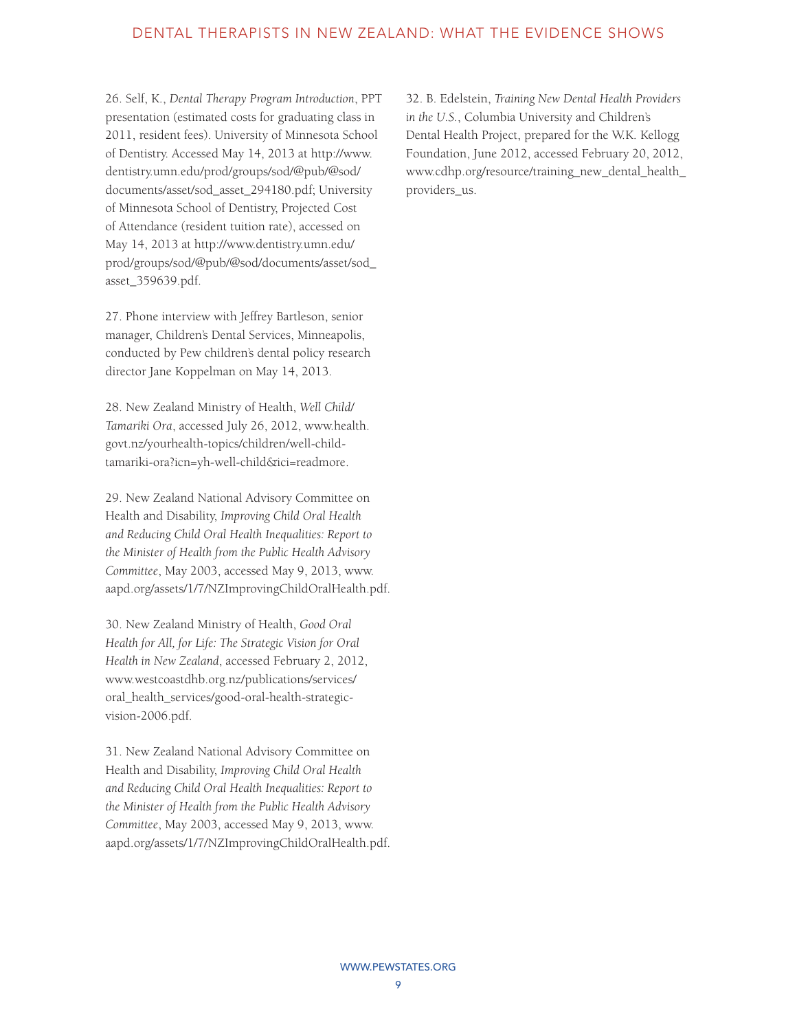26. Self, K., *Dental Therapy Program Introduction*, PPT presentation (estimated costs for graduating class in 2011, resident fees). University of Minnesota School of Dentistry. Accessed May 14, 2013 at http://www.dentistry.umn.edu/prod/groups/sod/@pub/@sod/documents/asset/sod_asset_294180.pdf; University of Minnesota School of Dentistry, Projected Cost of Attendance (resident tuition rate), accessed on May 14, 2013 at http://www.dentistry.umn.edu/prod/groups/sod/@pub/@sod/documents/asset/sod_asset_359639.pdf.

27. Phone interview with Jeffrey Bartleson, senior manager, Children's Dental Services, Minneapolis, conducted by Pew children's dental policy research director Jane Koppelman on May 14, 2013.

28. New Zealand Ministry of Health, *Well Child/Tamariki Ora*, accessed July 26, 2012, www.health.govt.nz/yourhealth-topics/children/well-child-tamariki-ora?icn=yh-well-child&ici=readmore.

29. New Zealand National Advisory Committee on Health and Disability, *Improving Child Oral Health and Reducing Child Oral Health Inequalities: Report to the Minister of Health from the Public Health Advisory Committee*, May 2003, accessed May 9, 2013, www.aapd.org/assets/1/7/NZImprovingChildOralHealth.pdf.

30. New Zealand Ministry of Health, *Good Oral Health for All, for Life: The Strategic Vision for Oral Health in New Zealand*, accessed February 2, 2012, www.westcoastdhb.org.nz/publications/services/oral_health_services/good-oral-health-strategic-vision-2006.pdf.

31. New Zealand National Advisory Committee on Health and Disability, *Improving Child Oral Health and Reducing Child Oral Health Inequalities: Report to the Minister of Health from the Public Health Advisory Committee*, May 2003, accessed May 9, 2013, www.aapd.org/assets/1/7/NZImprovingChildOralHealth.pdf.

32. B. Edelstein, *Training New Dental Health Providers in the U.S.*, Columbia University and Children's Dental Health Project, prepared for the W.K. Kellogg Foundation, June 2012, accessed February 20, 2012, www.cdhp.org/resource/training_new_dental_health_providers_us.